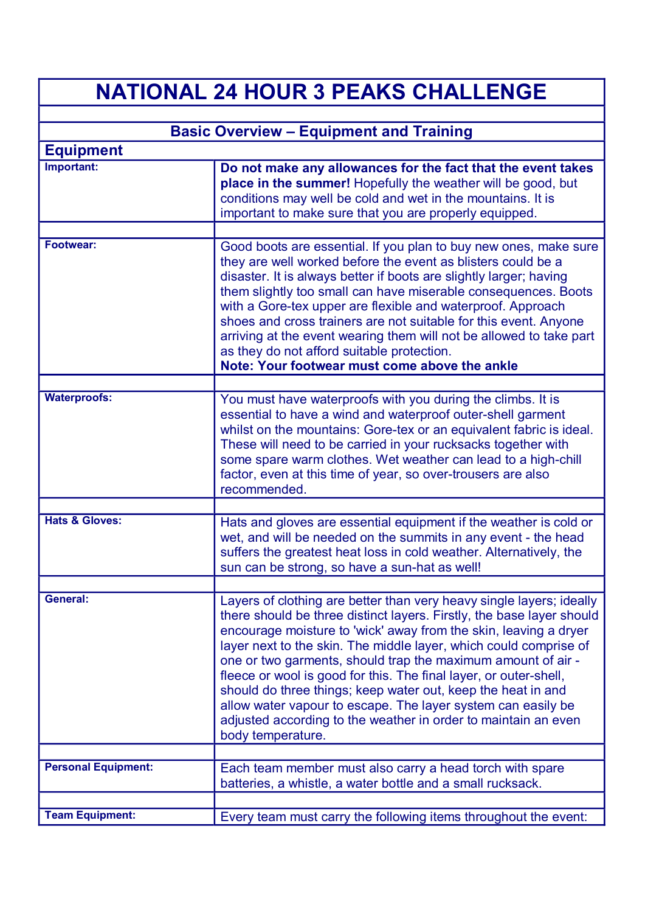# NATIONAL 24 HOUR 3 PEAKS CHALLENGE

## Basic Overview – Equipment and Training

### Equipment

| | |
|---|---|
| **Important:** | **Do not make any allowances for the fact that the event takes place in the summer!** Hopefully the weather will be good, but conditions may well be cold and wet in the mountains. It is important to make sure that you are properly equipped. |
| | |
| **Footwear:** | Good boots are essential. If you plan to buy new ones, make sure they are well worked before the event as blisters could be a disaster. It is always better if boots are slightly larger; having them slightly too small can have miserable consequences. Boots with a Gore-tex upper are flexible and waterproof. Approach shoes and cross trainers are not suitable for this event. Anyone arriving at the event wearing them will not be allowed to take part as they do not afford suitable protection. **Note: Your footwear must come above the ankle** |
| | |
| **Waterproofs:** | You must have waterproofs with you during the climbs. It is essential to have a wind and waterproof outer-shell garment whilst on the mountains: Gore-tex or an equivalent fabric is ideal. These will need to be carried in your rucksacks together with some spare warm clothes. Wet weather can lead to a high-chill factor, even at this time of year, so over-trousers are also recommended. |
| | |
| **Hats & Gloves:** | Hats and gloves are essential equipment if the weather is cold or wet, and will be needed on the summits in any event - the head suffers the greatest heat loss in cold weather. Alternatively, the sun can be strong, so have a sun-hat as well! |
| | |
| **General:** | Layers of clothing are better than very heavy single layers; ideally there should be three distinct layers. Firstly, the base layer should encourage moisture to 'wick' away from the skin, leaving a dryer layer next to the skin. The middle layer, which could comprise of one or two garments, should trap the maximum amount of air - fleece or wool is good for this. The final layer, or outer-shell, should do three things; keep water out, keep the heat in and allow water vapour to escape. The layer system can easily be adjusted according to the weather in order to maintain an even body temperature. |
| | |
| **Personal Equipment:** | Each team member must also carry a head torch with spare batteries, a whistle, a water bottle and a small rucksack. |
| | |
| **Team Equipment:** | Every team must carry the following items throughout the event: |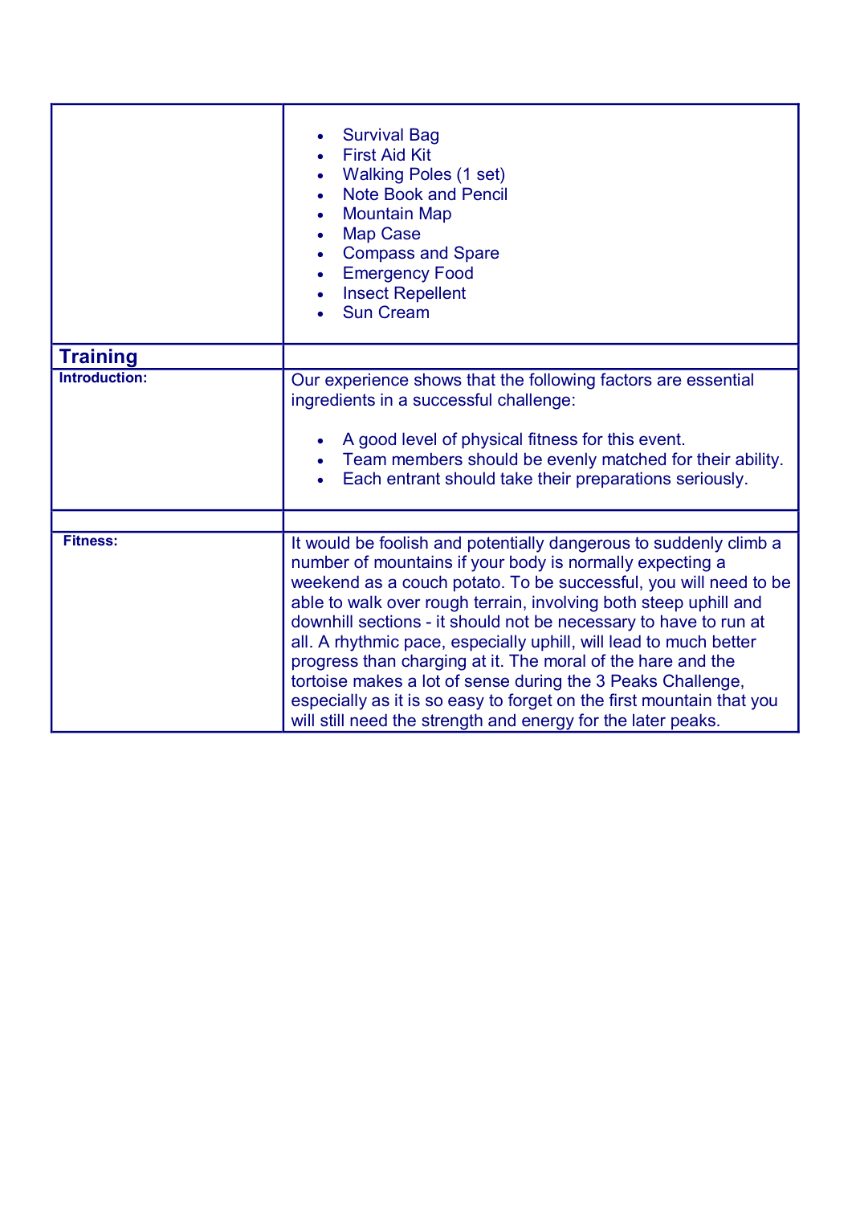| | |
|---|---|
| | • Survival Bag<br>• First Aid Kit<br>• Walking Poles (1 set)<br>• Note Book and Pencil<br>• Mountain Map<br>• Map Case<br>• Compass and Spare<br>• Emergency Food<br>• Insect Repellent<br>• Sun Cream |
| **Training** | |
| **Introduction:** | Our experience shows that the following factors are essential ingredients in a successful challenge:<br><br>• A good level of physical fitness for this event.<br>• Team members should be evenly matched for their ability.<br>• Each entrant should take their preparations seriously. |
| | |
| **Fitness:** | It would be foolish and potentially dangerous to suddenly climb a number of mountains if your body is normally expecting a weekend as a couch potato. To be successful, you will need to be able to walk over rough terrain, involving both steep uphill and downhill sections - it should not be necessary to have to run at all. A rhythmic pace, especially uphill, will lead to much better progress than charging at it. The moral of the hare and the tortoise makes a lot of sense during the 3 Peaks Challenge, especially as it is so easy to forget on the first mountain that you will still need the strength and energy for the later peaks. |